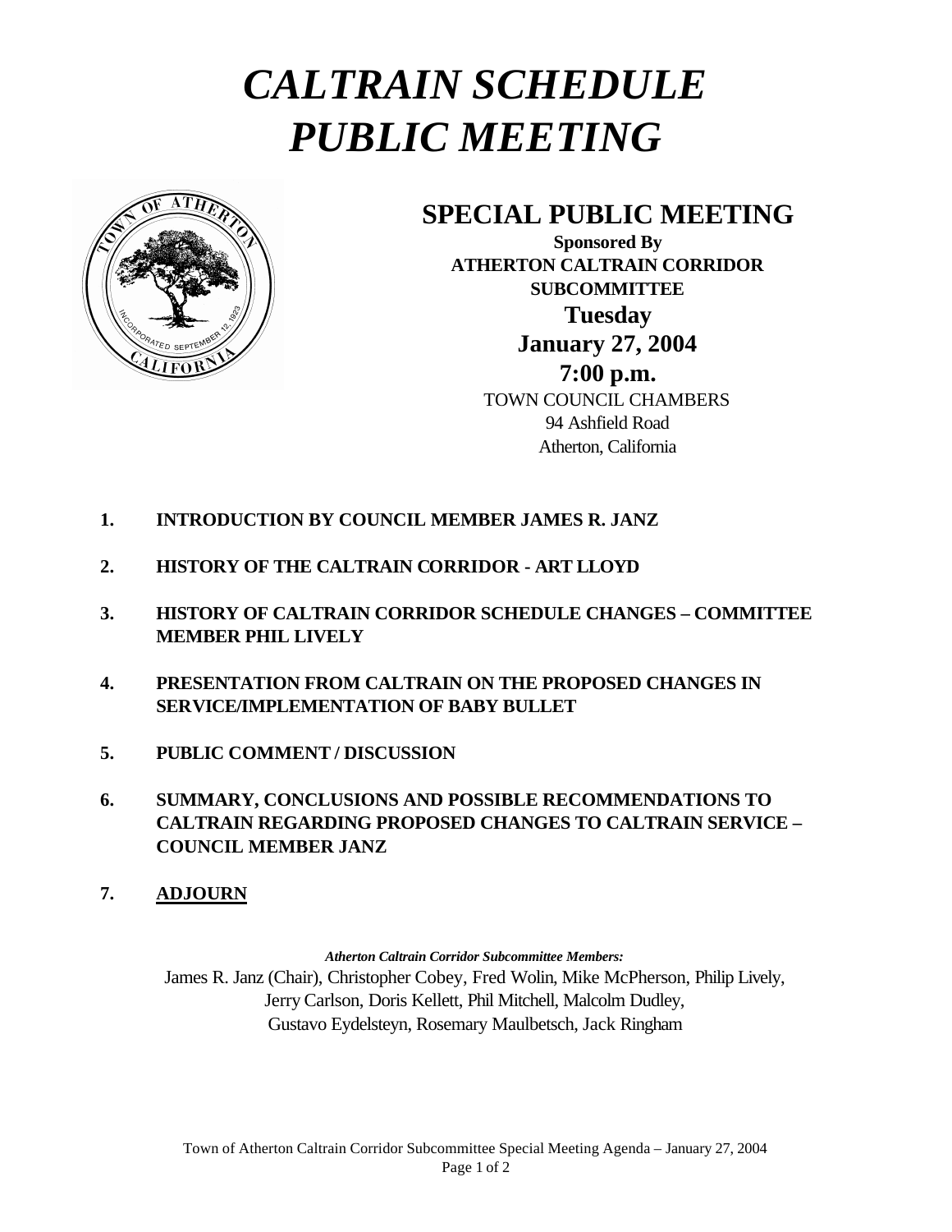# *CALTRAIN SCHEDULE PUBLIC MEETING*

## SPECIAL PUBLIC MEETING

**Sponsored By**
**ATHERTON CALTRAIN CORRIDOR SUBCOMMITTEE**

**Tuesday**
**January 27, 2004**
**7:00 p.m.**

TOWN COUNCIL CHAMBERS
94 Ashfield Road
Atherton, California

1. **INTRODUCTION BY COUNCIL MEMBER JAMES R. JANZ**
2. **HISTORY OF THE CALTRAIN CORRIDOR - ART LLOYD**
3. **HISTORY OF CALTRAIN CORRIDOR SCHEDULE CHANGES – COMMITTEE MEMBER PHIL LIVELY**
4. **PRESENTATION FROM CALTRAIN ON THE PROPOSED CHANGES IN SERVICE/IMPLEMENTATION OF BABY BULLET**
5. **PUBLIC COMMENT / DISCUSSION**
6. **SUMMARY, CONCLUSIONS AND POSSIBLE RECOMMENDATIONS TO CALTRAIN REGARDING PROPOSED CHANGES TO CALTRAIN SERVICE – COUNCIL MEMBER JANZ**
7. **ADJOURN**

***Atherton Caltrain Corridor Subcommittee Members:***

James R. Janz (Chair), Christopher Cobey, Fred Wolin, Mike McPherson, Philip Lively, Jerry Carlson, Doris Kellett, Phil Mitchell, Malcolm Dudley, Gustavo Eydelsteyn, Rosemary Maulbetsch, Jack Ringham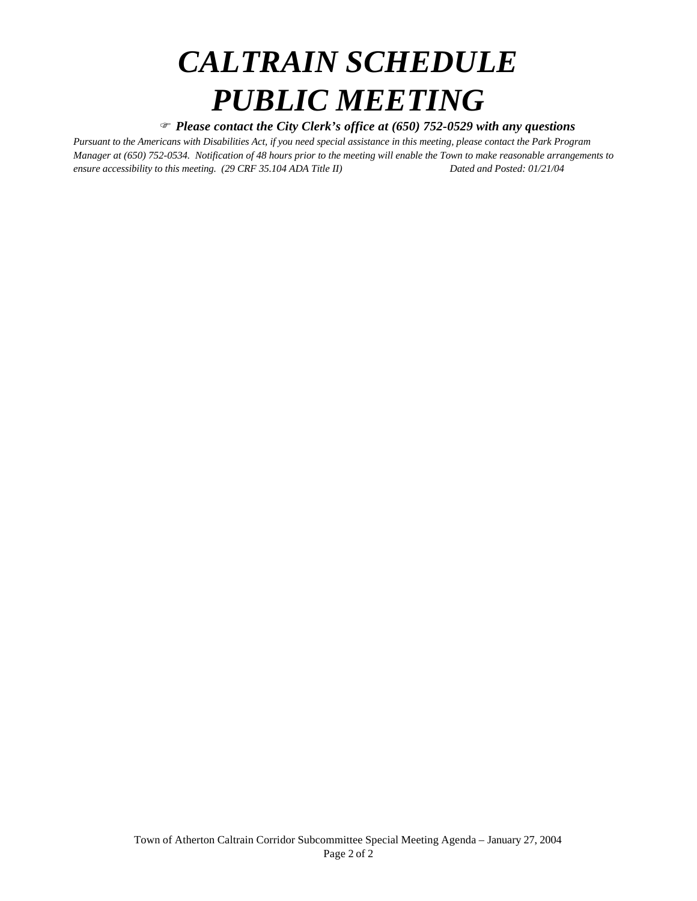# *CALTRAIN SCHEDULE PUBLIC MEETING*

☞ ***Please contact the City Clerk's office at (650) 752-0529 with any questions***

*Pursuant to the Americans with Disabilities Act, if you need special assistance in this meeting, please contact the Park Program Manager at (650) 752-0534. Notification of 48 hours prior to the meeting will enable the Town to make reasonable arrangements to ensure accessibility to this meeting. (29 CRF 35.104 ADA Title II)* *Dated and Posted: 01/21/04*